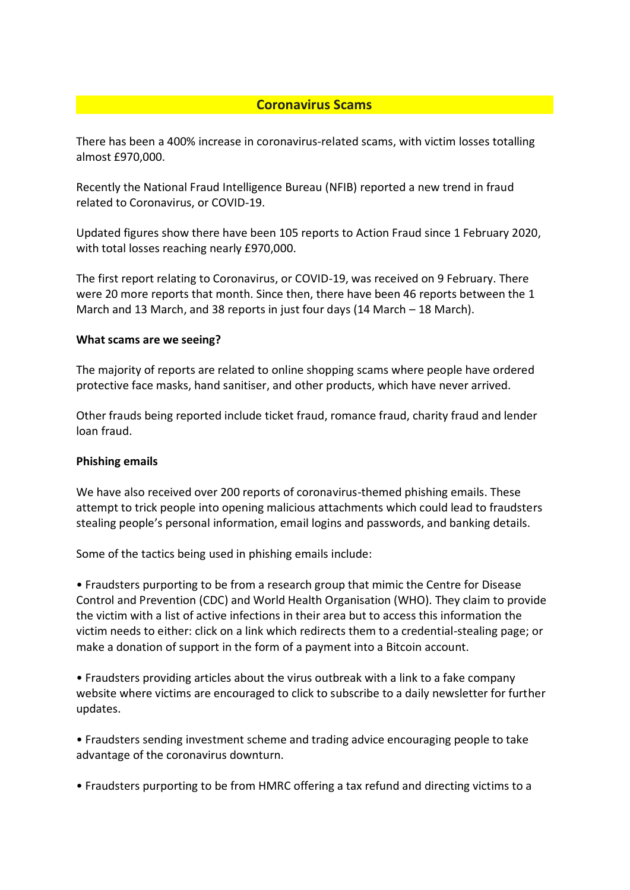# Coronavirus Scams

There has been a 400% increase in coronavirus-related scams, with victim losses totalling almost £970,000.

Recently the National Fraud Intelligence Bureau (NFIB) reported a new trend in fraud related to Coronavirus, or COVID-19.

Updated figures show there have been 105 reports to Action Fraud since 1 February 2020, with total losses reaching nearly £970,000.

The first report relating to Coronavirus, or COVID-19, was received on 9 February. There were 20 more reports that month. Since then, there have been 46 reports between the 1 March and 13 March, and 38 reports in just four days (14 March – 18 March).

**What scams are we seeing?**

The majority of reports are related to online shopping scams where people have ordered protective face masks, hand sanitiser, and other products, which have never arrived.

Other frauds being reported include ticket fraud, romance fraud, charity fraud and lender loan fraud.

**Phishing emails**

We have also received over 200 reports of coronavirus-themed phishing emails. These attempt to trick people into opening malicious attachments which could lead to fraudsters stealing people's personal information, email logins and passwords, and banking details.

Some of the tactics being used in phishing emails include:

- Fraudsters purporting to be from a research group that mimic the Centre for Disease Control and Prevention (CDC) and World Health Organisation (WHO). They claim to provide the victim with a list of active infections in their area but to access this information the victim needs to either: click on a link which redirects them to a credential-stealing page; or make a donation of support in the form of a payment into a Bitcoin account.

- Fraudsters providing articles about the virus outbreak with a link to a fake company website where victims are encouraged to click to subscribe to a daily newsletter for further updates.

- Fraudsters sending investment scheme and trading advice encouraging people to take advantage of the coronavirus downturn.

- Fraudsters purporting to be from HMRC offering a tax refund and directing victims to a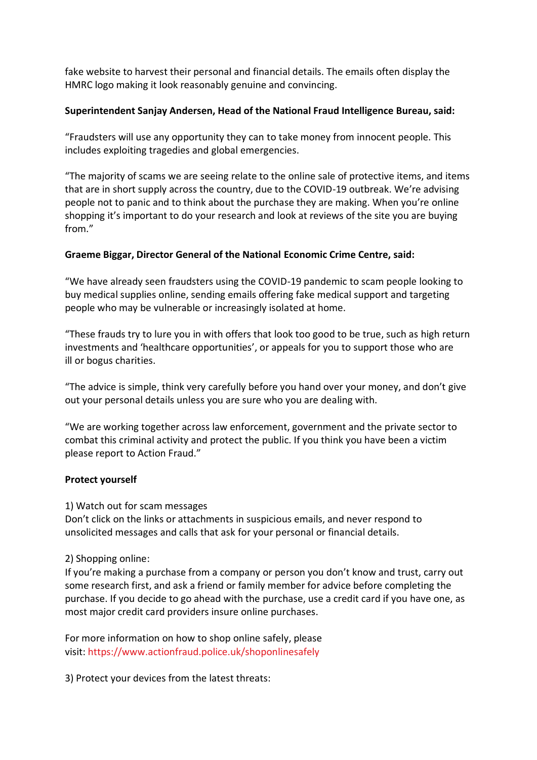fake website to harvest their personal and financial details. The emails often display the HMRC logo making it look reasonably genuine and convincing.

**Superintendent Sanjay Andersen, Head of the National Fraud Intelligence Bureau, said:**

"Fraudsters will use any opportunity they can to take money from innocent people. This includes exploiting tragedies and global emergencies.

"The majority of scams we are seeing relate to the online sale of protective items, and items that are in short supply across the country, due to the COVID-19 outbreak. We're advising people not to panic and to think about the purchase they are making. When you're online shopping it's important to do your research and look at reviews of the site you are buying from."

**Graeme Biggar, Director General of the National Economic Crime Centre, said:**

"We have already seen fraudsters using the COVID-19 pandemic to scam people looking to buy medical supplies online, sending emails offering fake medical support and targeting people who may be vulnerable or increasingly isolated at home.

"These frauds try to lure you in with offers that look too good to be true, such as high return investments and 'healthcare opportunities', or appeals for you to support those who are ill or bogus charities.

"The advice is simple, think very carefully before you hand over your money, and don't give out your personal details unless you are sure who you are dealing with.

"We are working together across law enforcement, government and the private sector to combat this criminal activity and protect the public. If you think you have been a victim please report to Action Fraud."

**Protect yourself**

1) Watch out for scam messages
Don't click on the links or attachments in suspicious emails, and never respond to unsolicited messages and calls that ask for your personal or financial details.

2) Shopping online:
If you're making a purchase from a company or person you don't know and trust, carry out some research first, and ask a friend or family member for advice before completing the purchase. If you decide to go ahead with the purchase, use a credit card if you have one, as most major credit card providers insure online purchases.

For more information on how to shop online safely, please visit: https://www.actionfraud.police.uk/shoponlinesafely

3) Protect your devices from the latest threats: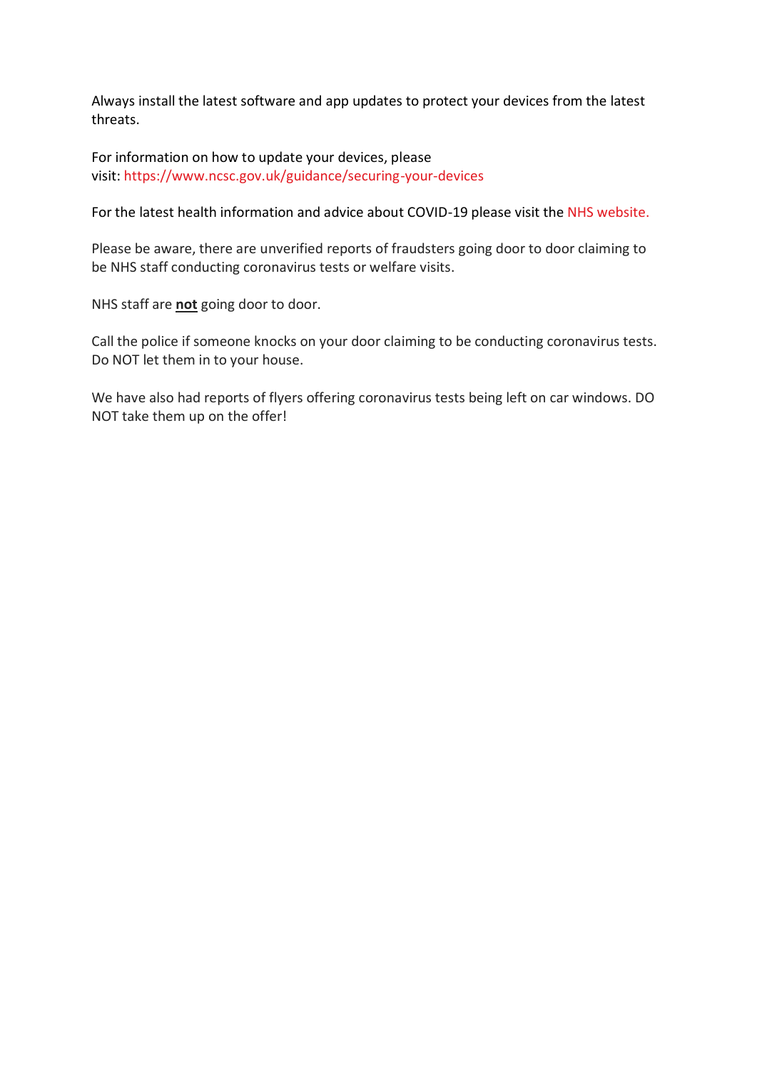Always install the latest software and app updates to protect your devices from the latest threats.

For information on how to update your devices, please visit: https://www.ncsc.gov.uk/guidance/securing-your-devices

For the latest health information and advice about COVID-19 please visit the NHS website.

Please be aware, there are unverified reports of fraudsters going door to door claiming to be NHS staff conducting coronavirus tests or welfare visits.

NHS staff are **not** going door to door.

Call the police if someone knocks on your door claiming to be conducting coronavirus tests. Do NOT let them in to your house.

We have also had reports of flyers offering coronavirus tests being left on car windows. DO NOT take them up on the offer!